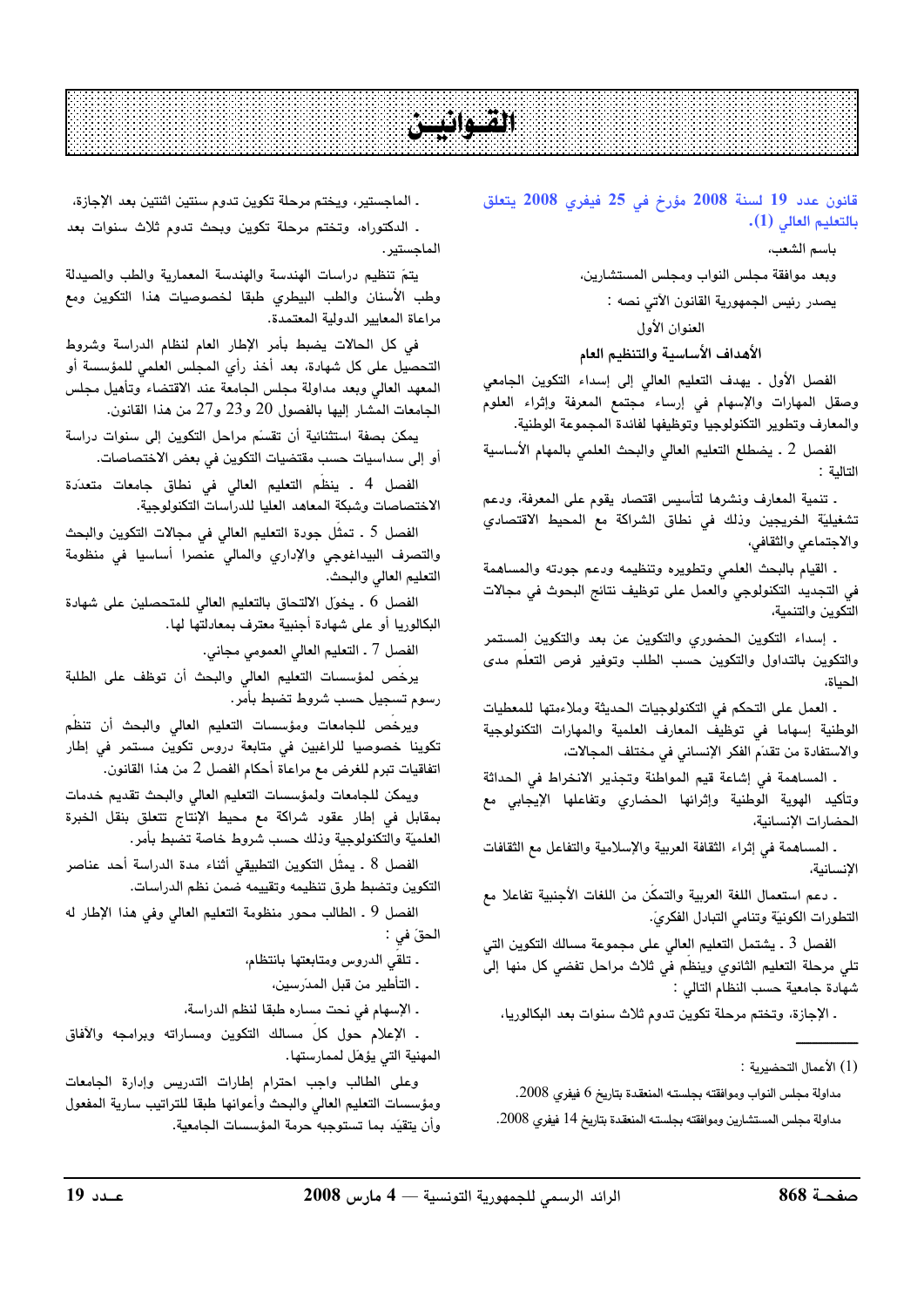# القـوانيـن

## قانون عدد 19 لسنة 2008 مؤرخ في 25 فيفري 2008 يتعلق بالتعليم العالي (1).

باسم الشعب،

وبعد موافقة مجلس النواب ومجلس المستشارين،

يصدر رئيس الجمهورية القانون الآتي نصه :

### العنوان الأول

### الأهداف الأساسية والتنظيم العام

الفصل الأول ـ يهدف التعليم العالي إلى إسداء التكوين الجامعي وصقل المهارات والإسهام في إرساء مجتمع المعرفة وإثراء العلوم والمعارف وتطوير التكنولوجيا وتوظيفها لفائدة المجموعة الوطنية.

الفصل 2 ـ يضطلع التعليم العالي والبحث العلمي بالمهام الأساسية التالية :

ـ تنمية المعارف ونشرها لتأسيس اقتصاد يقوم على المعرفة، ودعم تشغيليّة الخريجين وذلك في نطاق الشراكة مع المحيط الاقتصادي والاجتماعي والثقافي،

ـ القيام بالبحث العلمي وتطويره وتنظيمه ودعم جودته والمساهمة في التجديد التكنولوجي والعمل على توظيف نتائج البحوث في مجالات التكوين والتنمية،

ـ إسداء التكوين الحضوري والتكوين عن بعد والتكوين المستمر والتكوين بالتداول والتكوين حسب الطلب وتوفير فرص التعلّم مدى الحياة،

ـ العمل على التحكم في التكنولوجيات الحديثة وملاءمتها للمعطيات الوطنية إسهاما في توظيف المعارف العلمية والمهارات التكنولوجية والاستفادة من تقدّم الفكر الإنساني في مختلف المجالات،

ـ المساهمة في إشاعة قيم المواطنة وتجذير الانخراط في الحداثة وتأكيد الهوية الوطنية وإثرائها الحضاري وتفاعلها الإيجابي مع الحضارات الإنسانية،

ـ المساهمة في إثراء الثقافة العربية والإسلامية والتفاعل مع الثقافات الإنسانية،

ـ دعم استعمال اللغة العربية والتمكّن من اللغات الأجنبية تفاعلا مع التطورات الكونيّة وتنامي التبادل الفكريّ.

الفصل 3 ـ يشتمل التعليم العالي على مجموعة مسالك التكوين التي تلي مرحلة التعليم الثانوي وينظّم في ثلاث مراحل تفضي كل منها إلى شهادة جامعية حسب النظام التالي :

ـ الإجازة، وتختم مرحلة تكوين تدوم ثلاث سنوات بعد البكالوريا،

ـ الماجستير، ويختم مرحلة تكوين تدوم سنتين اثنتين بعد الإجازة،

ـ الدكتوراه، وتختم مرحلة تكوين وبحث تدوم ثلاث سنوات بعد الماجستير.

يتمّ تنظيم دراسات الهندسة والهندسة المعمارية والطب والصيدلة وطب الأسنان والطب البيطري طبقا لخصوصيات هذا التكوين ومع مراعاة المعايير الدولية المعتمدة.

في كل الحالات يضبط بأمر الإطار العام لنظام الدراسة وشروط التحصيل على كل شهادة، بعد أخذ رأي المجلس العلمي للمؤسسة أو المعهد العالي وبعد مداولة مجلس الجامعة عند الاقتضاء وتأهيل مجلس الجامعات المشار إليها بالفصول 20 و23 و27 من هذا القانون.

يمكن بصفة استثنائية أن تقسّم مراحل التكوين إلى سنوات دراسة أو إلى سداسيات حسب مقتضيات التكوين في بعض الاختصاصات.

الفصل 4 ـ ينظّم التعليم العالي في نطاق جامعات متعدّدة الاختصاصات وشبكة المعاهد العليا للدراسات التكنولوجية.

الفصل 5 ـ تمثّل جودة التعليم العالي في مجالات التكوين والبحث والتصرف البيداغوجي والإداري والمالي عنصرا أساسيا في منظومة التعليم العالي والبحث.

الفصل 6 ـ يخوّل الالتحاق بالتعليم العالي للمتحصلين على شهادة البكالوريا أو على شهادة أجنبية معترف بمعادلتها لها.

الفصل 7 ـ التعليم العالي العمومي مجاني.

يرخص لمؤسسات التعليم العالي والبحث أن توظف على الطلبة رسوم تسجيل حسب شروط تضبط بأمر.

ويرخص للجامعات ومؤسسات التعليم العالي والبحث أن تنظّم تكوينا خصوصيا للراغبين في متابعة دروس تكوين مستمر في إطار اتفاقيات تبرم للغرض مع مراعاة أحكام الفصل 2 من هذا القانون.

ويمكن للجامعات ولمؤسسات التعليم العالي والبحث تقديم خدمات بمقابل في إطار عقود شراكة مع محيط الإنتاج تتعلق بنقل الخبرة العلميّة والتكنولوجية وذلك حسب شروط خاصة تضبط بأمر.

الفصل 8 ـ يمثّل التكوين التطبيقي أثناء مدة الدراسة أحد عناصر التكوين وتضبط طرق تنظيمه وتقييمه ضمن نظم الدراسات.

الفصل 9 ـ الطالب محور منظومة التعليم العالي وفي هذا الإطار له الحقّ في :

ـ تلقّي الدروس ومتابعتها بانتظام،

ـ التأطير من قبل المدرّسين،

ـ الإسهام في نحت مساره طبقا لنظم الدراسة،

ـ الإعلام حول كلّ مسالك التكوين ومساراته وبرامجه والآفاق المهنية التي يؤهل لممارستها.

وعلى الطالب واجب احترام إطارات التدريس وإدارة الجامعات ومؤسسات التعليم العالي والبحث وأعوانها طبقا للتراتيب سارية المفعول وأن يتقيّد بما تستوجبه حرمة المؤسسات الجامعية.

---

(1) الأعمال التحضيرية :

مداولة مجلس النواب وموافقته بجلسته المنعقدة بتاريخ 6 فيفري 2008.

مداولة مجلس المستشارين وموافقته بجلسته المنعقدة بتاريخ 14 فيفري 2008.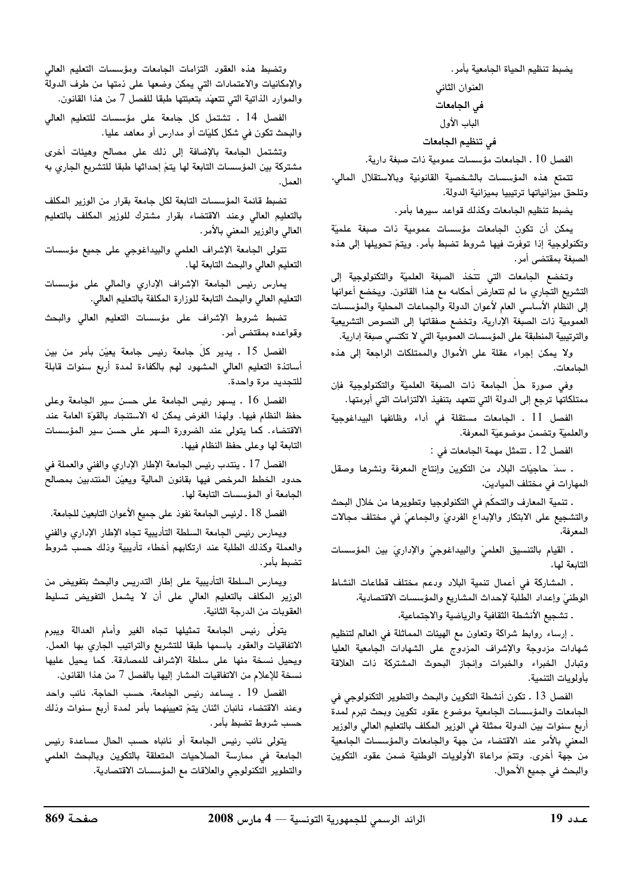يضبط تنظيم الحياة الجامعية بأمر.

العنوان الثاني

## في الجامعات

الباب الأول

### في تنظيم الجامعات

الفصل 10 ـ الجامعات مؤسسات عمومية ذات صبغة دارية.

تتمتع هذه المؤسسات بالشخصية القانونية وبالاستقلال المالي، وتلحق ميزانياتها ترتيبيا بميزانية الدولة.

يضبط تنظيم الجامعات وكذلك قواعد سيرها بأمر.

يمكن أن تكون الجامعات مؤسسات عمومية ذات صبغة علميّة وتكنولوجية إذا توفّرت فيها شروط تضبط بأمر. ويتمّ تحويلها إلى هذه الصبغة بمقتضى أمر.

وتخضع الجامعات التي تتّخذ الصبغة العلميّة والتكنولوجية إلى التشريع التجاري ما لم تتعارض أحكامه مع هذا القانون. ويخضع أعوانها إلى النظام الأساسي العام لأعوان الدولة والجماعات المحلية والمؤسسات العمومية ذات الصبغة الإدارية، وتخضع صفقاتها إلى النصوص التشريعية والترتيبية المنطبقة على المؤسسات العمومية التي لا تكتسي صبغة إدارية.

ولا يمكن إجراء عقلة على الأموال والممتلكات الراجعة إلى هذه الجامعات.

وفي صورة حلّ الجامعة ذات الصبغة العلميّة والتكنولوجية فإن ممتلكاتها ترجع إلى الدولة التي تتعهد بتنفيذ الالتزامات التي أبرمتها.

الفصل 11 ـ الجامعات مستقلة في أداء وظائفها البيداغوجية والعلميّة وتضمن موضوعيّة المعرفة.

الفصل 12 ـ تتمثل مهمة الجامعات في :

ـ سدّ حاجيّات البلاد من التكوين وإنتاج المعرفة ونشرها وصقل المهارات في مختلف الميادين،

ـ تنمية المعارف والتحكّم في التكنولوجيا وتطويرها من خلال البحث والتشجيع على الابتكار والإبداع الفرديّ والجماعيّ في مختلف مجالات المعرفة،

ـ القيام بالتنسيق العلميّ والبيداغوجيّ والإداريّ بين المؤسسات التابعة لها،

ـ المشاركة في أعمال تنمية البلاد ودعم مختلف قطاعات النشاط الوطنيّ وإعداد الطلبة لإحداث المشاريع والمؤسسات الاقتصادية،

ـ تشجيع الأنشطة الثقافية والرياضية والاجتماعية،

ـ إرساء روابط شراكة وتعاون مع الهيئات المماثلة في العالم لتنظيم شهادات مزدوجة والإشراف المزدوج على الشهادات الجامعية العليا وتبادل الخبراء والخبرات وإنجاز البحوث المشتركة ذات العلاقة بأولويات التنمية.

الفصل 13 ـ تكون أنشطة التكوين والبحث والتطوير التكنولوجي في الجامعات والمؤسسات الجامعية موضوع عقود تكوين وبحث تبرم لمدة أربع سنوات بين الدولة ممثلة في الوزير المكلف بالتعليم العالي والوزير المعني بالأمر عند الاقتضاء من جهة والجامعات والمؤسسات الجامعية من جهة أخرى. ويتمّ مراعاة الأولويات الوطنية ضمن عقود التكوين والبحث في جميع الأحوال.

وتضبط هذه العقود التزامات الجامعات ومؤسسات التعليم العالي والإمكانيات والاعتمادات التي يمكن وضعها على ذمتها من طرف الدولة والموارد الذاتية التي تتعهّد بتعبئتها طبقا للفصل 7 من هذا القانون.

الفصل 14 ـ تشتمل كل جامعة على مؤسسات للتعليم العالي والبحث تكون في شكل كليّات أو مدارس أو معاهد عليا.

وتشتمل الجامعة بالإضافة إلى ذلك على مصالح وهيئات أخرى مشتركة بين المؤسسات التابعة لها يتمّ إحداثها طبقا للتشريع الجاري به العمل.

تضبط قائمة المؤسسات التابعة لكل جامعة بقرار من الوزير المكلف بالتعليم العالي وعند الاقتضاء بقرار مشترك للوزير المكلف بالتعليم العالي والوزير المعني بالأمر.

تتولى الجامعة الإشراف العلمي والبيداغوجي على جميع مؤسسات التعليم العالي والبحث التابعة لها.

يمارس رئيس الجامعة الإشراف الإداري والمالي على مؤسسات التعليم العالي والبحث التابعة للوزارة المكلفة بالتعليم العالي.

تضبط شروط الإشراف على مؤسسات التعليم العالي والبحث وقواعده بمقتضى أمر.

الفصل 15 ـ يدير كلّ جامعة رئيس جامعة يعيّن بأمر من بين أساتذة التعليم العالي المشهود لهم بالكفاءة لمدة أربع سنوات قابلة للتجديد مرة واحدة.

الفصل 16 ـ يسهر رئيس الجامعة على حسن سير الجامعة وعلى حفظ النظام فيها. ولهذا الغرض يمكن له الاستنجاد بالقوّة العامة عند الاقتضاء. كما يتولى عند الضرورة السهر على حسن سير المؤسسات التابعة لها وعلى حفظ النظام فيها.

الفصل 17 ـ ينتدب رئيس الجامعة الإطار الإداري والفني والعملة في حدود الخطط المرخص فيها بقانون المالية ويعيّن المنتدبين بمصالح الجامعة أو المؤسسات التابعة لها.

الفصل 18 ـ لرئيس الجامعة نفوذ على جميع الأعوان التابعين للجامعة.

ويمارس رئيس الجامعة السلطة التأديبية تجاه الإطار الإداري والفني والعملة وكذلك الطلبة عند ارتكابهم أخطاء تأديبية وذلك حسب شروط تضبط بأمر.

ويمارس السلطة التأديبية على إطار التدريس والبحث بتفويض من الوزير المكلف بالتعليم العالي على أن لا يشمل التفويض تسليط العقوبات من الدرجة الثانية.

يتولّى رئيس الجامعة تمثيلها تجاه الغير وأمام العدالة ويبرم الاتفاقيات والعقود باسمها طبقا للتشريع والتراتيب الجاري بها العمل. ويحيل نسخة منها على سلطة الإشراف للمصادقة. كما يحيل عليها نسخة للإعلام من الاتفاقيات المشار إليها بالفصل 7 من هذا القانون.

الفصل 19 ـ يساعد رئيس الجامعة، حسب الحاجة، نائب واحد وعند الاقتضاء نائبان اثنان يتمّ تعيينهما بأمر لمدة أربع سنوات وذلك حسب شروط تضبط بأمر.

يتولى نائب رئيس الجامعة أو نائباه حسب الحال مساعدة رئيس الجامعة في ممارسة الصلاحيات المتعلقة بالتكوين وبالبحث العلمي والتطوير التكنولوجي والعلاقات مع المؤسسات الاقتصادية.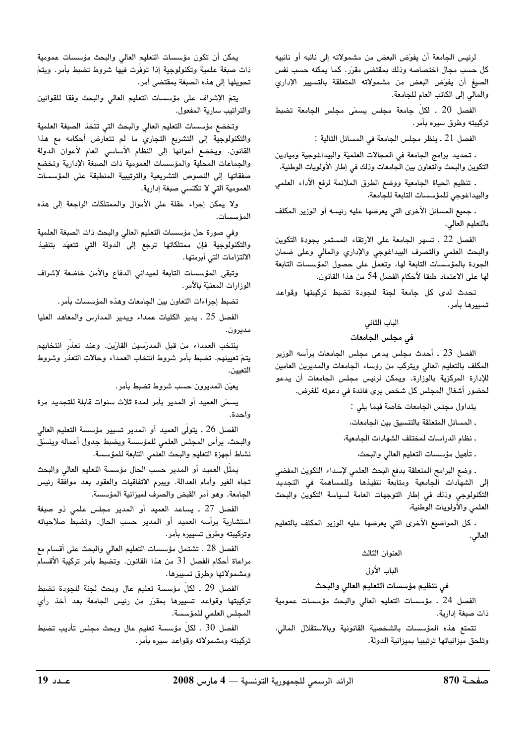لرئيس الجامعة أن يفوّض البعض من مشمولاته إلى نائبه أو نائبيه كل حسب مجال اختصاصه وذلك بمقتضى مقرّر. كما يمكنه حسب نفس الصيغ أن يفوّض البعض من مشمولاته المتعلقة بالتسيير الإداري والمالي إلى الكاتب العام للجامعة.

الفصل 20 ـ لكلّ جامعة مجلس يسمّى مجلس الجامعة تضبط تركيبته وطرق سيره بأمر.

الفصل 21 ـ ينظر مجلس الجامعة في المسائل التالية :

ـ تحديد برامج الجامعة في المجالات العلميّة والبيداغوجية وميادين التكوين والبحث والتعاون بين الجامعات وذلك في إطار الأولويات الوطنية،

ـ تنظيم الحياة الجامعية ووضع الطرق الملائمة لرفع الأداء العلمي والبيداغوجي للمؤسسات التابعة للجامعة،

ـ جميع المسائل الأخرى التي يعرضها عليه رئيسه أو الوزير المكلف بالتعليم العالي.

الفصل 22 ـ تسهر الجامعة على الارتقاء المستمر بجودة التكوين والبحث العلمي والتصرف البيداغوجي والإداري والمالي وعلى ضمان الجودة بالمؤسسات التابعة لها، وتعمل على حصول المؤسسات التابعة لها على الاعتماد طبقا لأحكام الفصل 54 من هذا القانون.

تحدث لدى كل جامعة لجنة للجودة تضبط تركيبتها وقواعد تسييرها بأمر.

## الباب الثاني

## في مجلس الجامعات

الفصل 23 ـ أحدث مجلس يدعى مجلس الجامعات يرأسه الوزير المكلف بالتعليم العالي ويتركب من رؤساء الجامعات والمديرين العامين للإدارة المركزية بالوزارة. ويمكن لرئيس مجلس الجامعات أن يدعو لحضور أشغال المجلس كل شخص يرى فائدة في دعوته للغرض.

يتداول مجلس الجامعات خاصة فيما يلي :

ـ المسائل المتعلقة بالتنسيق بين الجامعات،

ـ نظام الدراسات لمختلف الشهادات الجامعية،

ـ تأهيل مؤسسات التعليم العالي والبحث،

ـ وضع البرامج المتعلقة بدفع البحث العلمي لإسداء التكوين المفضي إلى الشهادات الجامعية ومتابعة تنفيذها وللمساهمة في التجديد التكنولوجي وذلك في إطار التوجهات العامة لسياسة التكوين والبحث العلمي والأولويات الوطنية،

ـ كل المواضيع الأخرى التي يعرضها عليه الوزير المكلف بالتعليم العالي.

## العنوان الثالث

## الباب الأول

## في تنظيم مؤسسات التعليم العالي والبحث

الفصل 24 ـ مؤسسات التعليم العالي والبحث مؤسسات عمومية ذات صبغة إدارية.

تتمتع هذه المؤسسات بالشخصية القانونية وبالاستقلال المالي، وتلحق ميزانياتها ترتيبيا بميزانية الدولة.

يمكن أن تكون مؤسسات التعليم العالي والبحث مؤسسات عمومية ذات صبغة علمية وتكنولوجية إذا توفرت فيها شروط تضبط بأمر. ويتمّ تحويلها إلى هذه الصبغة بمقتضى أمر.

يتمّ الإشراف على مؤسسات التعليم العالي والبحث وفقا للقوانين والتراتيب سارية المفعول.

وتخضع مؤسسات التعليم العالي والبحث التي تتّخذ الصبغة العلمية والتكنولوجية إلى التشريع التجاري ما لم تتعارض أحكامه مع هذا القانون. ويخضع أعوانها إلى النظام الأساسي العام لأعوان الدولة والجماعات المحلية والمؤسسات العمومية ذات الصبغة الإدارية وتخضع صفقاتها إلى النصوص التشريعية والترتيبية المنطبقة على المؤسسات العمومية التي لا تكتسي صبغة إدارية.

ولا يمكن إجراء عقلة على الأموال والممتلكات الراجعة إلى هذه المؤسسات.

وفي صورة حل مؤسسات التعليم العالي والبحث ذات الصبغة العلمية والتكنولوجية فإن ممتلكاتها ترجع إلى الدولة التي تتعهّد بتنفيذ الالتزامات التي أبرمتها.

وتبقى المؤسسات التابعة لميداني الدفاع والأمن خاضعة لإشراف الوزارات المعنيّة بالأمر.

تضبط إجراءات التعاون بين الجامعات وهذه المؤسسات بأمر.

الفصل 25 ـ يدير الكليات عمداء ويدير المدارس والمعاهد العليا مديرون.

ينتخب العمداء من قبل المدرّسين القارّين. وعند تعذّر انتخابهم يتمّ تعيينهم. تضبط بأمر شروط انتخاب العمداء وحالات التعذّر وشروط التعيين.

يعيّن المديرون حسب شروط تضبط بأمر.

يسمّى العميد أو المدير بأمر لمدة ثلاث سنوات قابلة للتجديد مرة واحدة.

الفصل 26 ـ يتولّى العميد أو المدير تسيير مؤسسة التعليم العالي والبحث، يرأس المجلس العلمي للمؤسسة ويضبط جدول أعماله وينسّق نشاط أجهزة التعليم والبحث العلمي التابعة للمؤسسة.

يمثّل العميد أو المدير حسب الحال مؤسسة التعليم العالي والبحث تجاه الغير وأمام العدالة. ويبرم الاتفاقيات والعقود بعد موافقة رئيس الجامعة. وهو آمر القبض والصرف لميزانية المؤسسة.

الفصل 27 ـ يساعد العميد أو المدير مجلس علمي ذو صبغة استشارية يرأسه العميد أو المدير حسب الحال. وتضبط صلاحياته وتركيبته وطرق تسييره بأمر.

الفصل 28 ـ تشتمل مؤسسات التعليم العالي والبحث على أقسام مع مراعاة أحكام الفصل 31 من هذا القانون. وتضبط بأمر تركيبة الأقسام ومشمولاتها وطرق تسييرها.

الفصل 29 ـ لكلّ مؤسسة تعليم عال وبحث لجنة للجودة تضبط تركيبتها وقواعد تسييرها بمقرّر من رئيس الجامعة بعد أخذ رأي المجلس العلمي للمؤسسة.

الفصل 30 ـ لكلّ مؤسسة تعليم عال وبحث مجلس تأديب تضبط تركيبته ومشمولاته وقواعد سيره بأمر.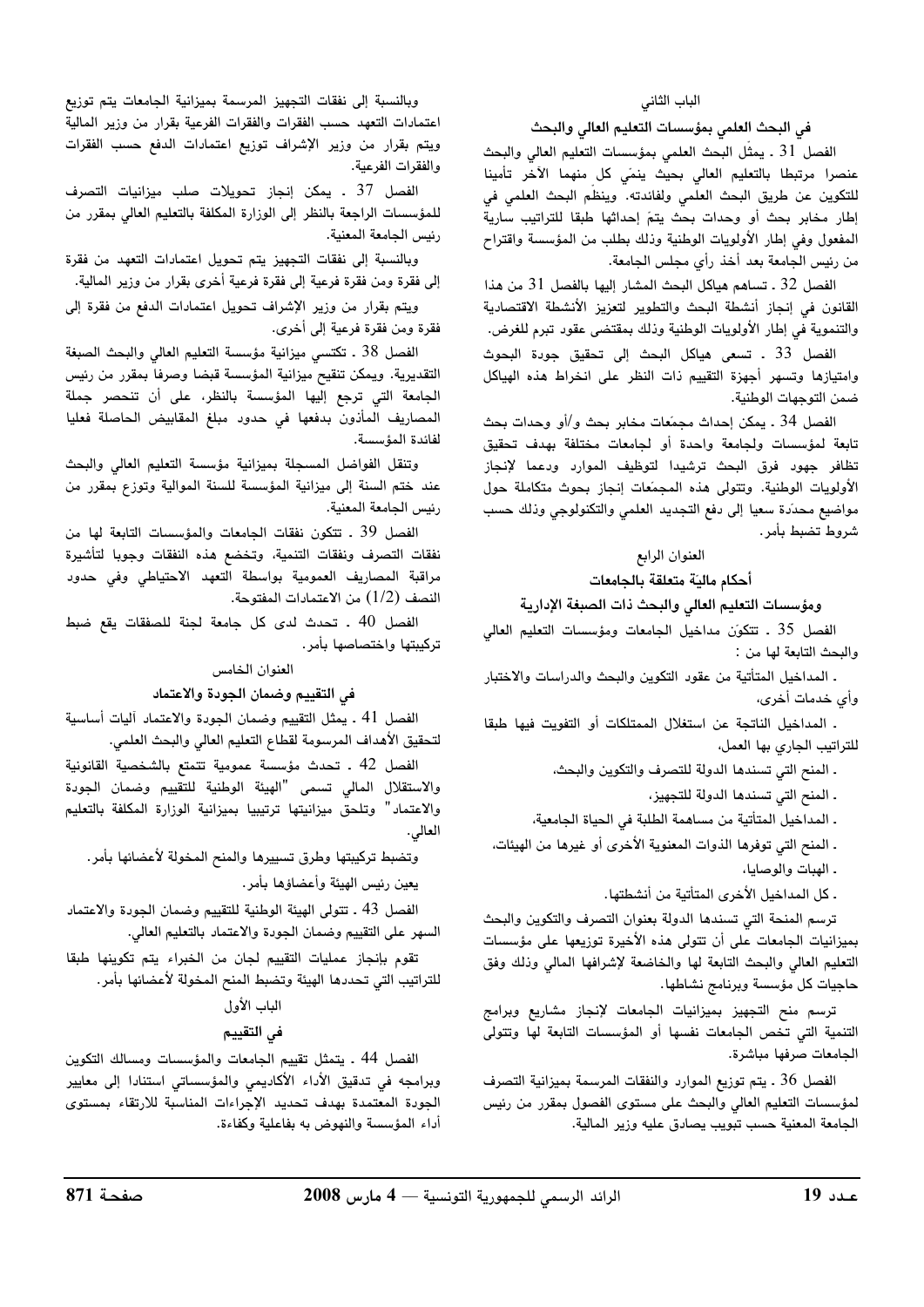## الباب الثاني

### في البحث العلمي بمؤسسات التعليم العالي والبحث

الفصل 31 ـ يمثّل البحث العلمي بمؤسسات التعليم العالي والبحث عنصرا مرتبطا بالتعليم العالي بحيث ينمّي كل منهما الآخر تأمينا للتكوين عن طريق البحث العلمي ولفائدته. وينظّم البحث العلمي في إطار مخابر بحث أو وحدات بحث يتمّ إحداثها طبقا للتراتيب السارية المفعول وفي إطار الأولويات الوطنية وذلك بطلب من المؤسسة واقتراح من رئيس الجامعة بعد أخذ رأي مجلس الجامعة.

الفصل 32 ـ تساهم هياكل البحث المشار إليها بالفصل 31 من هذا القانون في إنجاز أنشطة البحث والتطوير لتعزيز الأنشطة الاقتصادية والتنموية في إطار الأولويات الوطنية وذلك بمقتضى عقود تبرم للغرض.

الفصل 33 ـ تسعى هياكل البحث إلى تحقيق جودة البحوث وامتيازها وتسهر أجهزة التقييم ذات النظر على انخراط هذه الهياكل ضمن التوجهات الوطنية.

الفصل 34 ـ يمكن إحداث مجمّعات مخابر بحث و/أو وحدات بحث تابعة لمؤسسات ولجامعة واحدة أو لجامعات مختلفة بهدف تحقيق تظافر جهود فرق البحث ترشيدا لتوظيف الموارد ودعما لإنجاز الأولويات الوطنية. وتتولى هذه المجمّعات إنجاز بحوث متكاملة حول مواضيع محدّدة سعيا إلى دفع التجديد العلمي والتكنولوجي وذلك حسب شروط تضبط بأمر.

## العنوان الرابع

### أحكام ماليّة متعلقة بالجامعات

### ومؤسسات التعليم العالي والبحث ذات الصبغة الإدارية

الفصل 35 ـ تتكوّن مداخيل الجامعات ومؤسسات التعليم العالي والبحث التابعة لها من :

- المداخيل المتأتية من عقود التكوين والبحث والدراسات والاختبار وأي خدمات أخرى،
- المداخيل الناتجة عن استغلال الممتلكات أو التفويت فيها طبقا للتراتيب الجاري بها العمل،
- المنح التي تسندها الدولة للتصرف والتكوين والبحث،
- المنح التي تسندها الدولة للتجهيز،
- المداخيل المتأتية من مساهمة الطلبة في الحياة الجامعية،
- المنح التي توفرها الذوات المعنوية الأخرى أو غيرها من الهيئات،
- الهبات والوصايا،
- كل المداخيل الأخرى المتأتية من أنشطتها.

ترسم المنحة التي تسندها الدولة بعنوان التصرف والتكوين والبحث بميزانيات الجامعات على أن تتولى هذه الأخيرة توزيعها على مؤسسات التعليم العالي والبحث التابعة لها والخاضعة لإشرافها المالي وذلك وفق حاجيات كل مؤسسة وبرنامج نشاطها.

ترسم منح التجهيز بميزانيات الجامعات لإنجاز مشاريع وبرامج التنمية التي تخص الجامعات نفسها أو المؤسسات التابعة لها وتتولى الجامعات صرفها مباشرة.

الفصل 36 ـ يتم توزيع الموارد والنفقات المرسمة بميزانية التصرف لمؤسسات التعليم العالي والبحث على مستوى الفصول بمقرر من رئيس الجامعة المعنية حسب تبويب يصادق عليه وزير المالية.

وبالنسبة إلى نفقات التجهيز المرسمة بميزانية الجامعات يتم توزيع اعتمادات التعهد حسب الفقرات والفقرات الفرعية بقرار من وزير المالية ويتم بقرار من وزير الإشراف توزيع اعتمادات الدفع حسب الفقرات والفقرات الفرعية.

الفصل 37 ـ يمكن إنجاز تحويلات صلب ميزانيات التصرف للمؤسسات الراجعة بالنظر إلى الوزارة المكلفة بالتعليم العالي بمقرر من رئيس الجامعة المعنية.

وبالنسبة إلى نفقات التجهيز يتم تحويل اعتمادات التعهد من فقرة إلى فقرة ومن فقرة فرعية إلى فقرة فرعية أخرى بقرار من وزير المالية.

ويتم بقرار من وزير الإشراف تحويل اعتمادات الدفع من فقرة إلى فقرة ومن فقرة فرعية إلى أخرى.

الفصل 38 ـ تكتسي ميزانية مؤسسة التعليم العالي والبحث الصبغة التقديرية. ويمكن تنقيح ميزانية المؤسسة قبضا وصرفا بمقرر من رئيس الجامعة التي ترجع إليها المؤسسة بالنظر، على أن تنحصر جملة المصاريف المأذون بدفعها في حدود مبلغ المقابيض الحاصلة فعليا لفائدة المؤسسة.

وتنقل الفواضل المسجلة بميزانية مؤسسة التعليم العالي والبحث عند ختم السنة إلى ميزانية المؤسسة للسنة الموالية وتوزع بمقرر من رئيس الجامعة المعنية.

الفصل 39 ـ تتكون نفقات الجامعات والمؤسسات التابعة لها من نفقات التصرف ونفقات التنمية، وتخضع هذه النفقات وجوبا لتأشيرة مراقبة المصاريف العمومية بواسطة التعهد الاحتياطي وفي حدود النصف (1/2) من الاعتمادات المفتوحة.

الفصل 40 ـ تحدث لدى كل جامعة لجنة للصفقات يقع ضبط تركيبتها واختصاصها بأمر.

## العنوان الخامس

### في التقييم وضمان الجودة والاعتماد

الفصل 41 ـ يمثل التقييم وضمان الجودة والاعتماد آليات أساسية لتحقيق الأهداف المرسومة لقطاع التعليم العالي والبحث العلمي.

الفصل 42 ـ تحدث مؤسسة عمومية تتمتع بالشخصية القانونية والاستقلال المالي تسمى "الهيئة الوطنية للتقييم وضمان الجودة والاعتماد" وتلحق ميزانيتها ترتيبيا بميزانية الوزارة المكلفة بالتعليم العالي.

وتضبط تركيبتها وطرق تسييرها والمنح المخولة لأعضائها بأمر.

يعين رئيس الهيئة وأعضاؤها بأمر.

الفصل 43 ـ تتولى الهيئة الوطنية للتقييم وضمان الجودة والاعتماد السهر على التقييم وضمان الجودة والاعتماد بالتعليم العالي.

تقوم بإنجاز عمليات التقييم لجان من الخبراء يتم تكوينها طبقا للتراتيب التي تحددها الهيئة وتضبط المنح المخولة لأعضائها بأمر.

## الباب الأول

### في التقييم

الفصل 44 ـ يتمثل تقييم الجامعات والمؤسسات ومسالك التكوين وبرامجه في تدقيق الأداء الأكاديمي والمؤسساتي استنادا إلى معايير الجودة المعتمدة بهدف تحديد الإجراءات المناسبة للارتقاء بمستوى أداء المؤسسة والنهوض به بفاعلية وكفاءة.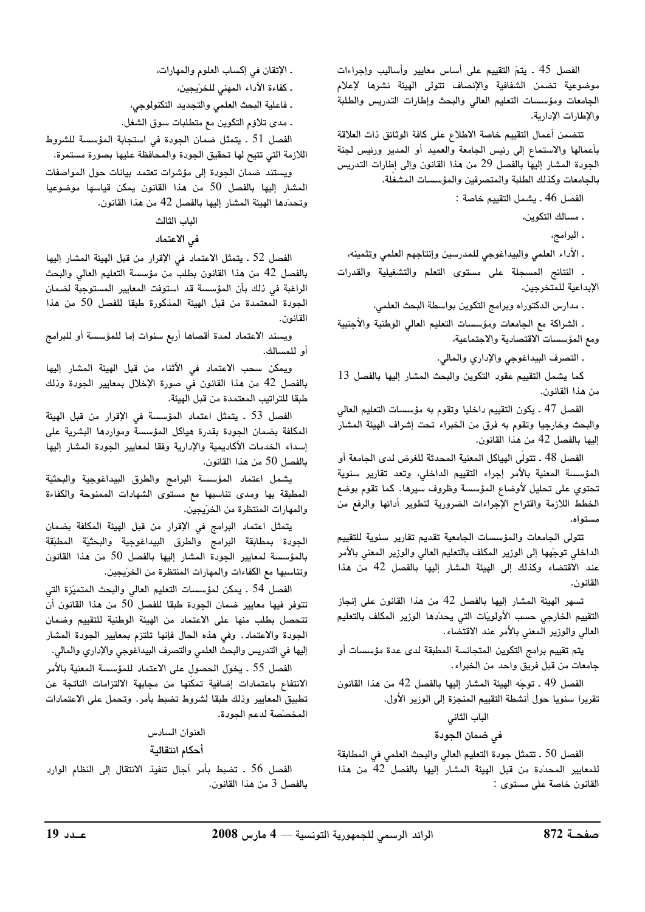الفصل 45 ـ يتمّ التقييم على أساس معايير وأساليب وإجراءات موضوعية تضمن الشفافية والإنصاف تتولى الهيئة نشرها لإعلام الجامعات ومؤسسات التعليم العالي والبحث وإطارات التدريس والطلبة والإطارات الإدارية.

تتضمن أعمال التقييم خاصة الاطلاع على كافة الوثائق ذات العلاقة بأعمالها والاستماع إلى رئيس الجامعة والعميد أو المدير ورئيس لجنة الجودة المشار إليها بالفصل 29 من هذا القانون وإلى إطارات التدريس بالجامعات وكذلك الطلبة والمتصرفين والمؤسسات المشغلة.

الفصل 46 ـ يشمل التقييم خاصة :

- مسالك التكوين،
- البرامج،
- الأداء العلمي والبيداغوجي للمدرسين وإنتاجهم العلمي وتثمينه،
- النتائج المسجلة على مستوى التعلم والتشغيلية والقدرات الإبداعية للمتخرجين،
- مدارس الدكتوراه وبرامج التكوين بواسطة البحث العلمي،
- الشراكة مع الجامعات ومؤسسات التعليم العالي الوطنية والأجنبية ومع المؤسسات الاقتصادية والاجتماعية،
- التصرف البيداغوجي والإداري والمالي.

كما يشمل التقييم عقود التكوين والبحث المشار إليها بالفصل 13 من هذا القانون.

الفصل 47 ـ يكون التقييم داخليا وتقوم به مؤسسات التعليم العالي والبحث وخارجيا وتقوم به فرق من الخبراء تحت إشراف الهيئة المشار إليها بالفصل 42 من هذا القانون.

الفصل 48 ـ تتولى الهياكل المعنية المحدثة للغرض لدى الجامعة أو المؤسسة المعنية بالأمر إجراء التقييم الداخلي، وتعد تقارير سنوية تحتوي على تحليل لأوضاع المؤسسة وظروف سيرها. كما تقوم بوضع الخطط اللازمة واقتراح الإجراءات الضرورية لتطوير أدائها والرفع من مستواه.

تتولى الجامعات والمؤسسات الجامعية تقديم تقارير سنوية للتقييم الداخلي توجهها إلى الوزير المكلف بالتعليم العالي والوزير المعني بالأمر عند الاقتضاء وكذلك إلى الهيئة المشار إليها بالفصل 42 من هذا القانون.

تسهر الهيئة المشار إليها بالفصل 42 من هذا القانون على إنجاز التقييم الخارجي حسب الأولويات التي يحددها الوزير المكلف بالتعليم العالي والوزير المعني بالأمر عند الاقتضاء.

يتم تقييم برامج التكوين المتجانسة المطبقة لدى عدة مؤسسات أو جامعات من قبل فريق واحد من الخبراء.

الفصل 49 ـ توجه الهيئة المشار إليها بالفصل 42 من هذا القانون تقريرا سنويا حول أنشطة التقييم المنجزة إلى الوزير الأول.

## الباب الثاني

## في ضمان الجودة

الفصل 50 ـ تتمثل جودة التعليم العالي والبحث العلمي في المطابقة للمعايير المحددة من قبل الهيئة المشار إليها بالفصل 42 من هذا القانون خاصة على مستوى :

- الإتقان في إكساب العلوم والمهارات،
- كفاءة الأداء المهني للخريجين،
- فاعلية البحث العلمي والتجديد التكنولوجي،
- مدى تلاؤم التكوين مع متطلبات سوق الشغل.

الفصل 51 ـ يتمثل ضمان الجودة في استجابة المؤسسة للشروط اللازمة التي تتيح لها تحقيق الجودة والمحافظة عليها بصورة مستمرة.

ويستند ضمان الجودة إلى مؤشرات تعتمد بيانات حول المواصفات المشار إليها بالفصل 50 من هذا القانون يمكن قياسها موضوعيا وتحددها الهيئة المشار إليها بالفصل 42 من هذا القانون.

## الباب الثالث

## في الاعتماد

الفصل 52 ـ يتمثل الاعتماد في الإقرار من قبل الهيئة المشار إليها بالفصل 42 من هذا القانون بطلب من مؤسسة التعليم العالي والبحث الراغبة في ذلك بأن المؤسسة قد استوفت المعايير المستوجبة لضمان الجودة المعتمدة من قبل الهيئة المذكورة طبقا للفصل 50 من هذا القانون.

ويسند الاعتماد لمدة أقصاها أربع سنوات إما للمؤسسة أو للبرامج أو للمسالك.

ويمكن سحب الاعتماد في الأثناء من قبل الهيئة المشار إليها بالفصل 42 من هذا القانون في صورة الإخلال بمعايير الجودة وذلك طبقا للتراتيب المعتمدة من قبل الهيئة.

الفصل 53 ـ يتمثل اعتماد المؤسسة في الإقرار من قبل الهيئة المكلفة بضمان الجودة بقدرة هياكل المؤسسة ومواردها البشرية على إسداء الخدمات الأكاديمية والإدارية وفقا لمعايير الجودة المشار إليها بالفصل 50 من هذا القانون.

يشمل اعتماد المؤسسة البرامج والطرق البيداغوجية والبحثية المطبقة بها ومدى تناسبها مع مستوى الشهادات الممنوحة والكفاءة والمهارات المنتظرة من الخريجين.

يتمثل اعتماد البرامج في الإقرار من قبل الهيئة المكلفة بضمان الجودة بمطابقة البرامج والطرق البيداغوجية والبحثية المطبقة بالمؤسسة لمعايير الجودة المشار إليها بالفصل 50 من هذا القانون وتناسبها مع الكفاءات والمهارات المنتظرة من الخريجين.

الفصل 54 ـ يمكن لمؤسسات التعليم العالي والبحث المتميزة التي تتوفر فيها معايير ضمان الجودة طبقا للفصل 50 من هذا القانون أن تتحصل بطلب منها على الاعتماد من الهيئة الوطنية للتقييم وضمان الجودة والاعتماد. وفي هذه الحال فإنها تلتزم بمعايير الجودة المشار إليها في التدريس والبحث العلمي والتصرف البيداغوجي والإداري والمالي.

الفصل 55 ـ يخول الحصول على الاعتماد للمؤسسة المعنية بالأمر الانتفاع باعتمادات إضافية تمكنها من مجابهة الالتزامات الناتجة عن تطبيق المعايير وذلك طبقا لشروط تضبط بأمر. وتحمل على الاعتمادات المخصصة لدعم الجودة.

## العنوان السادس

## أحكام انتقالية

الفصل 56 ـ تضبط بأمر آجال تنفيذ الانتقال إلى النظام الوارد بالفصل 3 من هذا القانون.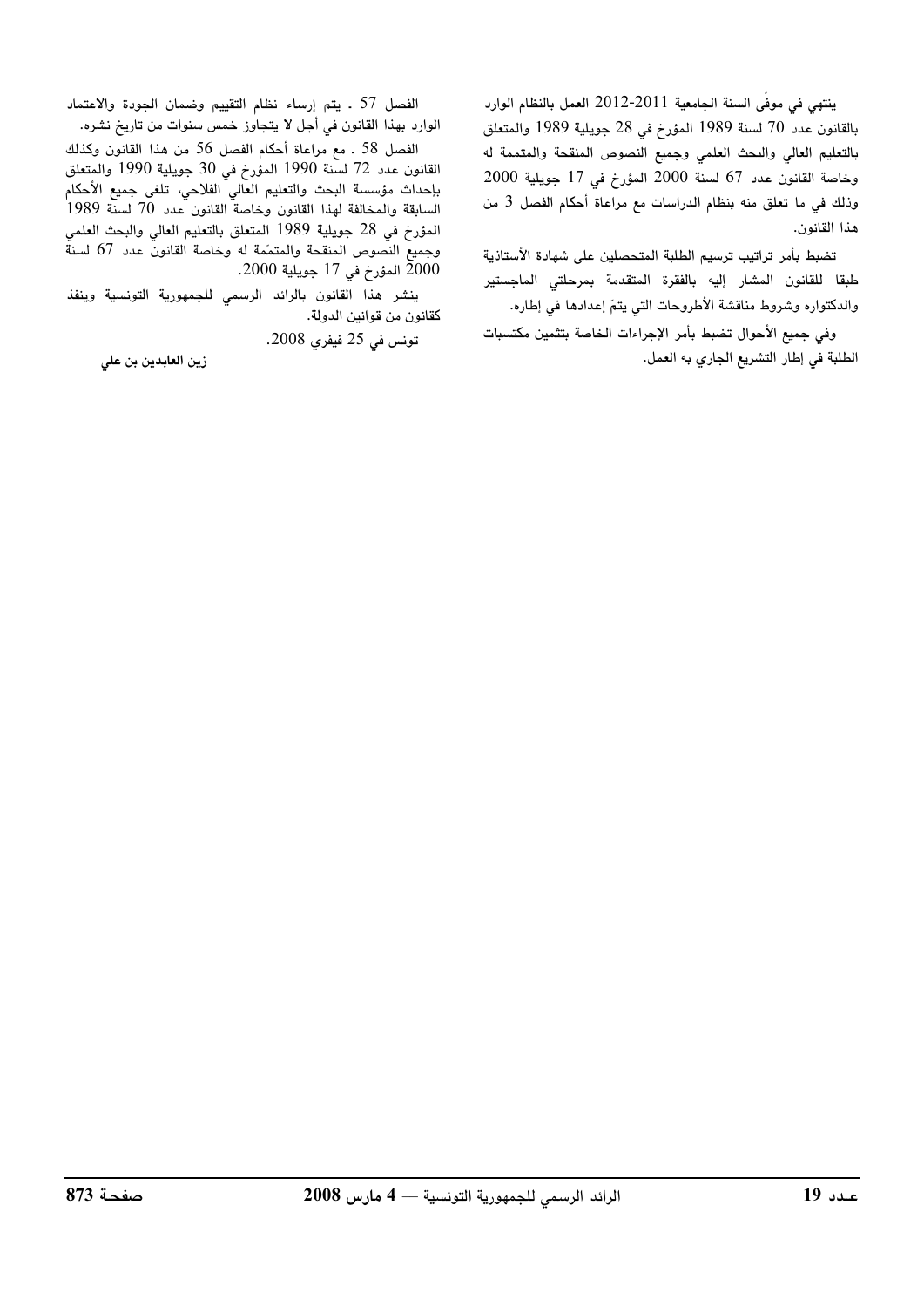ينتهي في موفّى السنة الجامعية 2011-2012 العمل بالنظام الوارد بالقانون عدد 70 لسنة 1989 المؤرخ في 28 جويلية 1989 والمتعلق بالتعليم العالي والبحث العلمي وجميع النصوص المنقحة والمتممة له وخاصة القانون عدد 67 لسنة 2000 المؤرخ في 17 جويلية 2000 وذلك في ما تعلق منه بنظام الدراسات مع مراعاة أحكام الفصل 3 من هذا القانون.

تضبط بأمر تراتيب ترسيم الطلبة المتحصلين على شهادة الأستاذية طبقا للقانون المشار إليه بالفقرة المتقدمة بمرحلتي الماجستير والدكتوراه وشروط مناقشة الأطروحات التي يتمّ إعدادها في إطاره.

وفي جميع الأحوال تضبط بأمر الإجراءات الخاصة بتثمين مكتسبات الطلبة في إطار التشريع الجاري به العمل.

الفصل 57 ـ يتم إرساء نظام التقييم وضمان الجودة والاعتماد الوارد بهذا القانون في أجل لا يتجاوز خمس سنوات من تاريخ نشره.

الفصل 58 ـ مع مراعاة أحكام الفصل 56 من هذا القانون وكذلك القانون عدد 72 لسنة 1990 المؤرخ في 30 جويلية 1990 والمتعلق بإحداث مؤسسة البحث والتعليم العالي الفلاحي، تلغى جميع الأحكام السابقة والمخالفة لهذا القانون وخاصة القانون عدد 70 لسنة 1989 المؤرخ في 28 جويلية 1989 المتعلق بالتعليم العالي والبحث العلمي وجميع النصوص المنقحة والمتمّمة له وخاصة القانون عدد 67 لسنة 2000 المؤرخ في 17 جويلية 2000.

ينشر هذا القانون بالرائد الرسمي للجمهورية التونسية وينفذ كقانون من قوانين الدولة.

تونس في 25 فيفري 2008.

**زين العابدين بن علي**